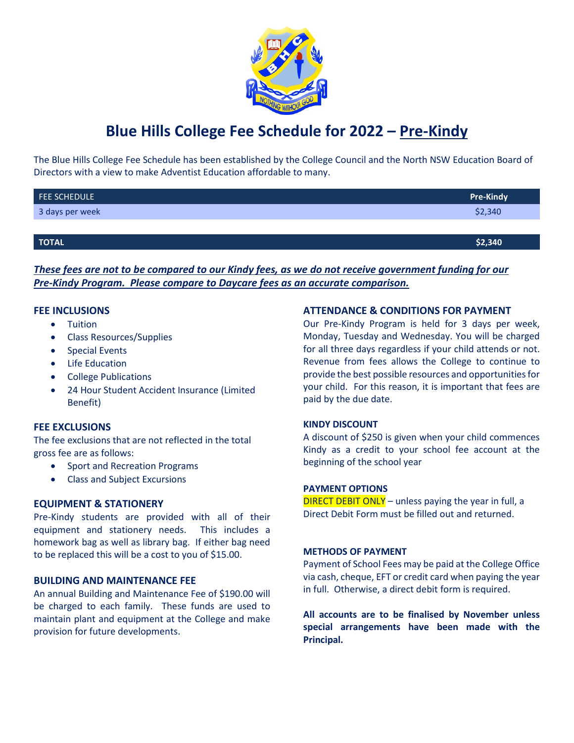# Blue Hills College Fee Schedule for 2022 – Pre-Kindy

The Blue Hills College Fee Schedule has been established by the College Council and the North NSW Education Board of Directors with a view to make Adventist Education affordable to many.

| FEE SCHEDULE | Pre-Kindy |
|---|---|
| 3 days per week | $2,340 |
| | |
| **TOTAL** | **$2,340** |

***These fees are not to be compared to our Kindy fees, as we do not receive government funding for our Pre-Kindy Program. Please compare to Daycare fees as an accurate comparison.***

### FEE INCLUSIONS

- Tuition
- Class Resources/Supplies
- Special Events
- Life Education
- College Publications
- 24 Hour Student Accident Insurance (Limited Benefit)

### FEE EXCLUSIONS

The fee exclusions that are not reflected in the total gross fee are as follows:

- Sport and Recreation Programs
- Class and Subject Excursions

### EQUIPMENT & STATIONERY

Pre-Kindy students are provided with all of their equipment and stationery needs. This includes a homework bag as well as library bag. If either bag need to be replaced this will be a cost to you of $15.00.

### BUILDING AND MAINTENANCE FEE

An annual Building and Maintenance Fee of $190.00 will be charged to each family. These funds are used to maintain plant and equipment at the College and make provision for future developments.

### ATTENDANCE & CONDITIONS FOR PAYMENT

Our Pre-Kindy Program is held for 3 days per week, Monday, Tuesday and Wednesday. You will be charged for all three days regardless if your child attends or not. Revenue from fees allows the College to continue to provide the best possible resources and opportunities for your child. For this reason, it is important that fees are paid by the due date.

**KINDY DISCOUNT**

A discount of $250 is given when your child commences Kindy as a credit to your school fee account at the beginning of the school year

**PAYMENT OPTIONS**

DIRECT DEBIT ONLY – unless paying the year in full, a Direct Debit Form must be filled out and returned.

**METHODS OF PAYMENT**

Payment of School Fees may be paid at the College Office via cash, cheque, EFT or credit card when paying the year in full. Otherwise, a direct debit form is required.

**All accounts are to be finalised by November unless special arrangements have been made with the Principal.**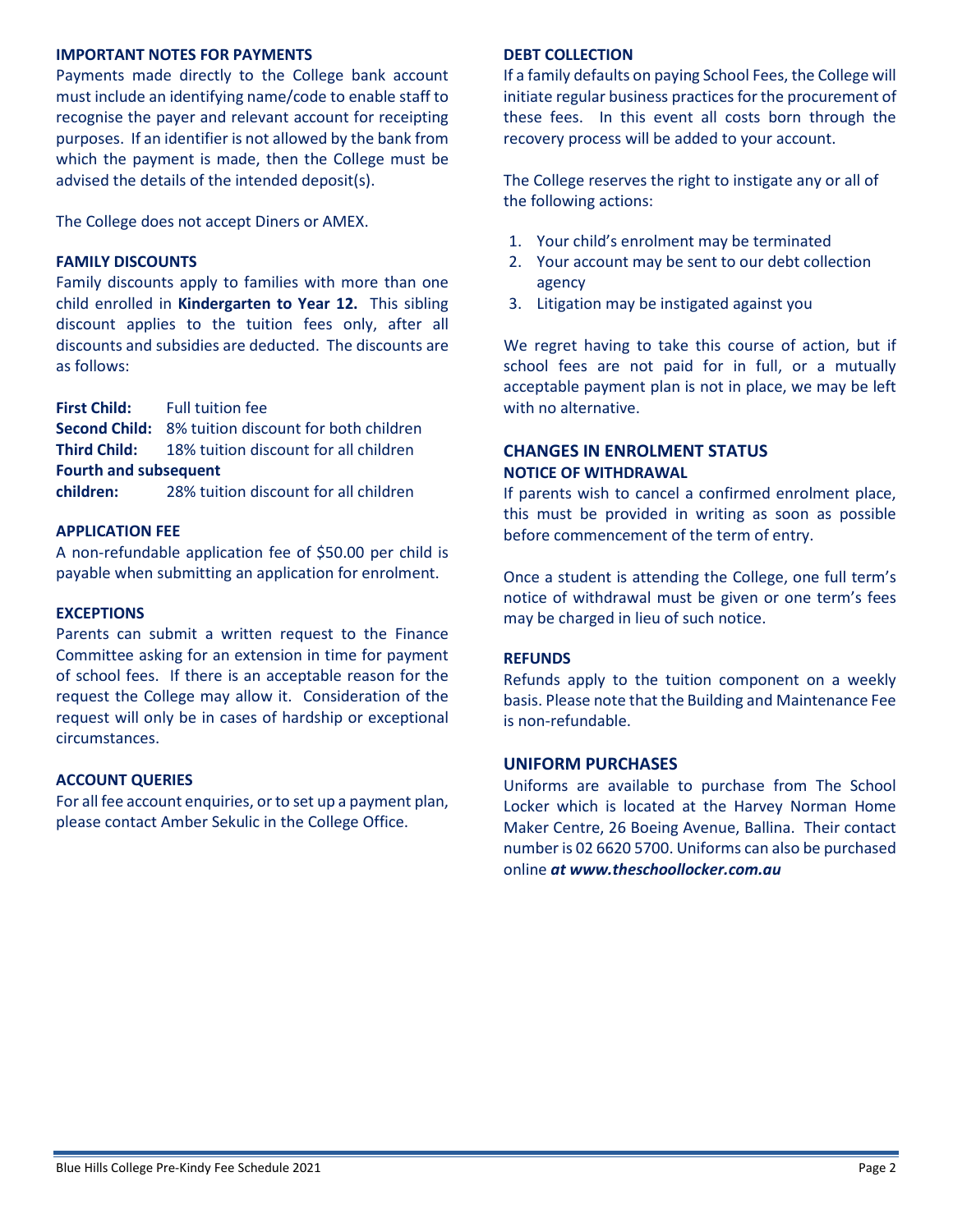## IMPORTANT NOTES FOR PAYMENTS

Payments made directly to the College bank account must include an identifying name/code to enable staff to recognise the payer and relevant account for receipting purposes. If an identifier is not allowed by the bank from which the payment is made, then the College must be advised the details of the intended deposit(s).

The College does not accept Diners or AMEX.

## FAMILY DISCOUNTS

Family discounts apply to families with more than one child enrolled in **Kindergarten to Year 12.** This sibling discount applies to the tuition fees only, after all discounts and subsidies are deducted. The discounts are as follows:

| | |
|---|---|
| **First Child:** | Full tuition fee |
| **Second Child:** | 8% tuition discount for both children |
| **Third Child:** | 18% tuition discount for all children |
| **Fourth and subsequent children:** | 28% tuition discount for all children |

## APPLICATION FEE

A non-refundable application fee of $50.00 per child is payable when submitting an application for enrolment.

## EXCEPTIONS

Parents can submit a written request to the Finance Committee asking for an extension in time for payment of school fees. If there is an acceptable reason for the request the College may allow it. Consideration of the request will only be in cases of hardship or exceptional circumstances.

## ACCOUNT QUERIES

For all fee account enquiries, or to set up a payment plan, please contact Amber Sekulic in the College Office.

## DEBT COLLECTION

If a family defaults on paying School Fees, the College will initiate regular business practices for the procurement of these fees. In this event all costs born through the recovery process will be added to your account.

The College reserves the right to instigate any or all of the following actions:

1. Your child's enrolment may be terminated
2. Your account may be sent to our debt collection agency
3. Litigation may be instigated against you

We regret having to take this course of action, but if school fees are not paid for in full, or a mutually acceptable payment plan is not in place, we may be left with no alternative.

## CHANGES IN ENROLMENT STATUS

### NOTICE OF WITHDRAWAL

If parents wish to cancel a confirmed enrolment place, this must be provided in writing as soon as possible before commencement of the term of entry.

Once a student is attending the College, one full term's notice of withdrawal must be given or one term's fees may be charged in lieu of such notice.

### REFUNDS

Refunds apply to the tuition component on a weekly basis. Please note that the Building and Maintenance Fee is non-refundable.

## UNIFORM PURCHASES

Uniforms are available to purchase from The School Locker which is located at the Harvey Norman Home Maker Centre, 26 Boeing Avenue, Ballina. Their contact number is 02 6620 5700. Uniforms can also be purchased online ***at www.theschoollocker.com.au***